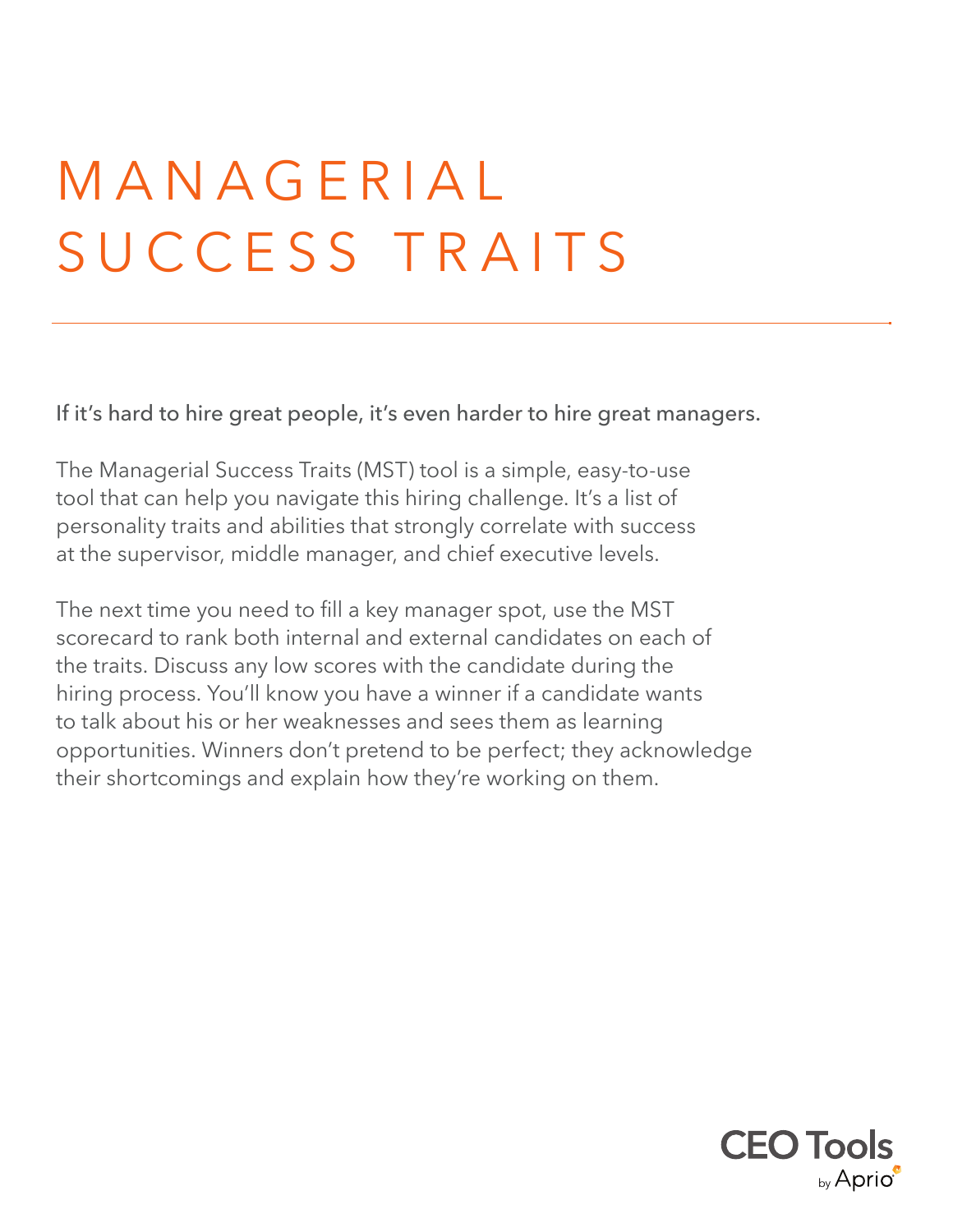# MANAGERIAL SUCCESS TRAITS

If it's hard to hire great people, it's even harder to hire great managers.

The Managerial Success Traits (MST) tool is a simple, easy-to-use tool that can help you navigate this hiring challenge. It's a list of personality traits and abilities that strongly correlate with success at the supervisor, middle manager, and chief executive levels.

The next time you need to fill a key manager spot, use the MST scorecard to rank both internal and external candidates on each of the traits. Discuss any low scores with the candidate during the hiring process. You'll know you have a winner if a candidate wants to talk about his or her weaknesses and sees them as learning opportunities. Winners don't pretend to be perfect; they acknowledge their shortcomings and explain how they're working on them.

CEO Tools by Aprio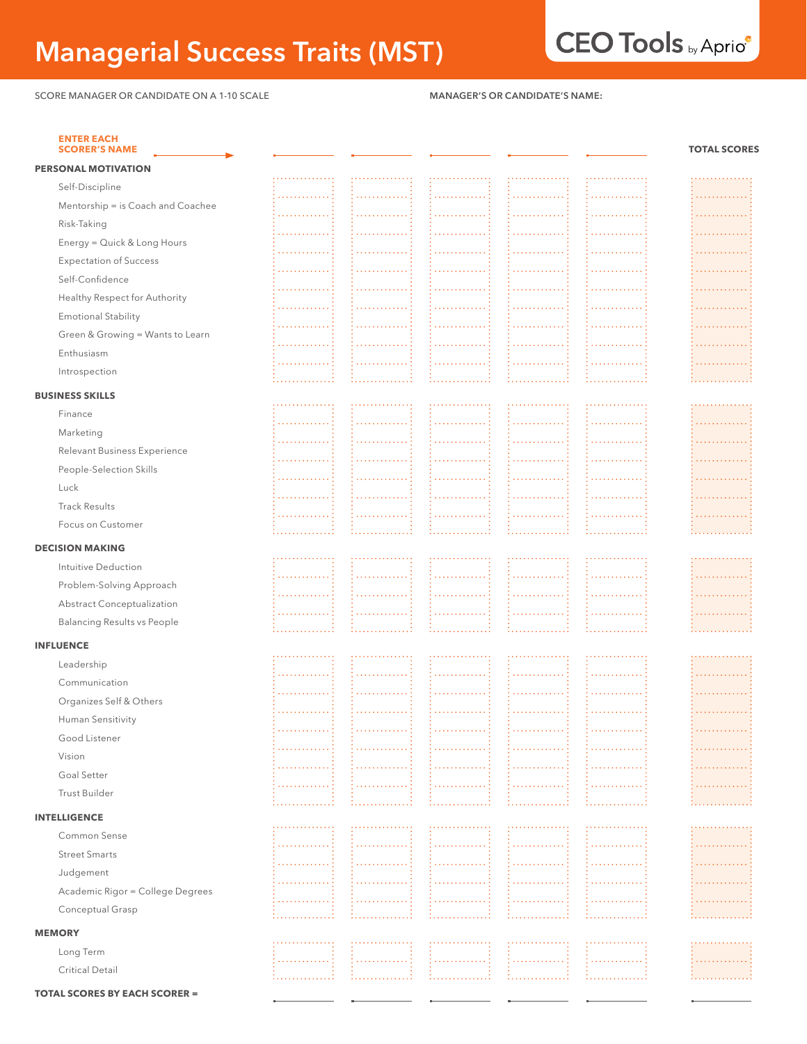# Managerial Success Traits (MST)

CEO Tools by Aprio

SCORE MANAGER OR CANDIDATE ON A 1-10 SCALE

MANAGER'S OR CANDIDATE'S NAME:

| ENTER EACH SCORER'S NAME | | | | | | TOTAL SCORES |
|---|---|---|---|---|---|---|
| **PERSONAL MOTIVATION** | | | | | | |
| Self-Discipline | | | | | | |
| Mentorship = is Coach and Coachee | | | | | | |
| Risk-Taking | | | | | | |
| Energy = Quick & Long Hours | | | | | | |
| Expectation of Success | | | | | | |
| Self-Confidence | | | | | | |
| Healthy Respect for Authority | | | | | | |
| Emotional Stability | | | | | | |
| Green & Growing = Wants to Learn | | | | | | |
| Enthusiasm | | | | | | |
| Introspection | | | | | | |
| **BUSINESS SKILLS** | | | | | | |
| Finance | | | | | | |
| Marketing | | | | | | |
| Relevant Business Experience | | | | | | |
| People-Selection Skills | | | | | | |
| Luck | | | | | | |
| Track Results | | | | | | |
| Focus on Customer | | | | | | |
| **DECISION MAKING** | | | | | | |
| Intuitive Deduction | | | | | | |
| Problem-Solving Approach | | | | | | |
| Abstract Conceptualization | | | | | | |
| Balancing Results vs People | | | | | | |
| **INFLUENCE** | | | | | | |
| Leadership | | | | | | |
| Communication | | | | | | |
| Organizes Self & Others | | | | | | |
| Human Sensitivity | | | | | | |
| Good Listener | | | | | | |
| Vision | | | | | | |
| Goal Setter | | | | | | |
| Trust Builder | | | | | | |
| **INTELLIGENCE** | | | | | | |
| Common Sense | | | | | | |
| Street Smarts | | | | | | |
| Judgement | | | | | | |
| Academic Rigor = College Degrees | | | | | | |
| Conceptual Grasp | | | | | | |
| **MEMORY** | | | | | | |
| Long Term | | | | | | |
| Critical Detail | | | | | | |
| **TOTAL SCORES BY EACH SCORER =** | | | | | | |